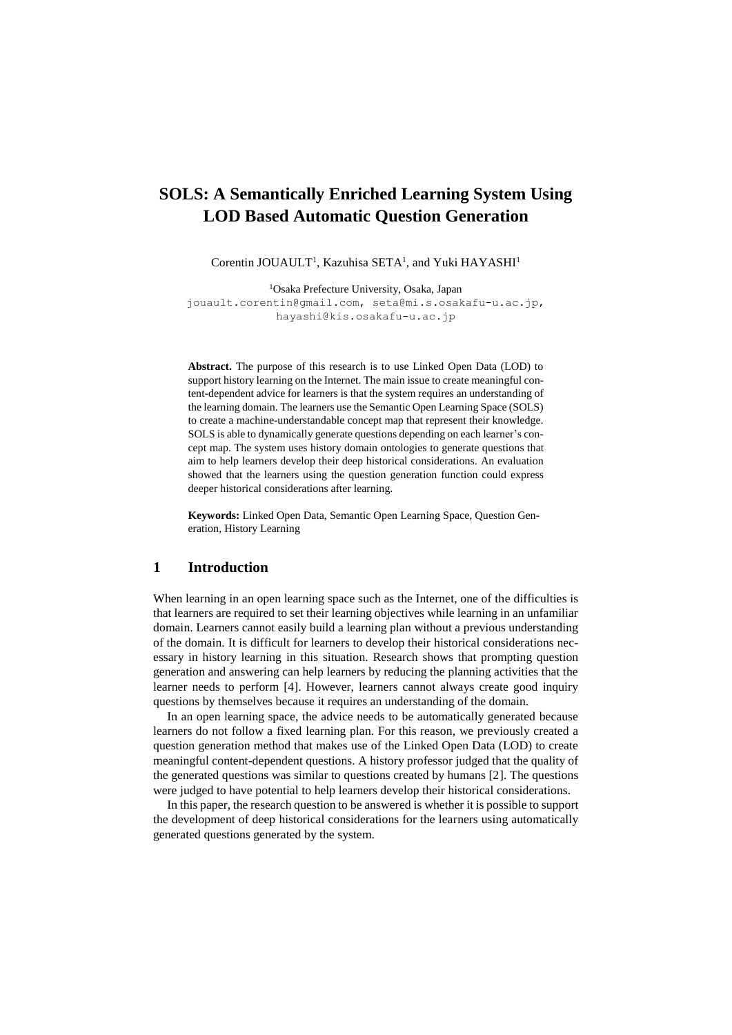# SOLS: A Semantically Enriched Learning System Using LOD Based Automatic Question Generation

Corentin JOUAULT[1], Kazuhisa SETA[1], and Yuki HAYASHI[1]

[1]Osaka Prefecture University, Osaka, Japan
jouault.corentin@gmail.com, seta@mi.s.osakafu-u.ac.jp, hayashi@kis.osakafu-u.ac.jp

**Abstract.** The purpose of this research is to use Linked Open Data (LOD) to support history learning on the Internet. The main issue to create meaningful content-dependent advice for learners is that the system requires an understanding of the learning domain. The learners use the Semantic Open Learning Space (SOLS) to create a machine-understandable concept map that represent their knowledge. SOLS is able to dynamically generate questions depending on each learner's concept map. The system uses history domain ontologies to generate questions that aim to help learners develop their deep historical considerations. An evaluation showed that the learners using the question generation function could express deeper historical considerations after learning.

**Keywords:** Linked Open Data, Semantic Open Learning Space, Question Generation, History Learning

## 1 Introduction

When learning in an open learning space such as the Internet, one of the difficulties is that learners are required to set their learning objectives while learning in an unfamiliar domain. Learners cannot easily build a learning plan without a previous understanding of the domain. It is difficult for learners to develop their historical considerations necessary in history learning in this situation. Research shows that prompting question generation and answering can help learners by reducing the planning activities that the learner needs to perform [4]. However, learners cannot always create good inquiry questions by themselves because it requires an understanding of the domain.

In an open learning space, the advice needs to be automatically generated because learners do not follow a fixed learning plan. For this reason, we previously created a question generation method that makes use of the Linked Open Data (LOD) to create meaningful content-dependent questions. A history professor judged that the quality of the generated questions was similar to questions created by humans [2]. The questions were judged to have potential to help learners develop their historical considerations.

In this paper, the research question to be answered is whether it is possible to support the development of deep historical considerations for the learners using automatically generated questions generated by the system.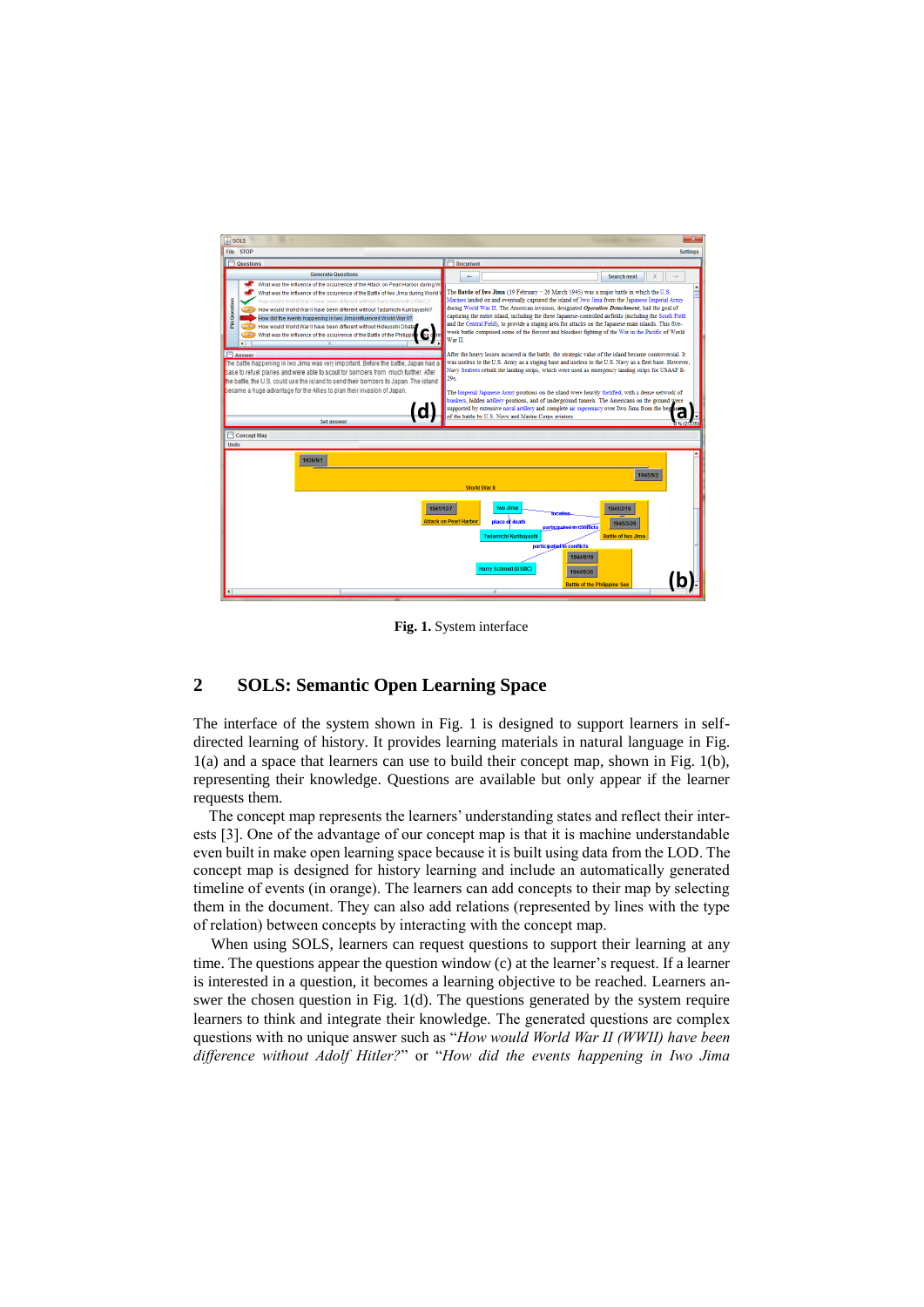**Fig. 1.** System interface

## 2 SOLS: Semantic Open Learning Space

The interface of the system shown in Fig. 1 is designed to support learners in self-directed learning of history. It provides learning materials in natural language in Fig. 1(a) and a space that learners can use to build their concept map, shown in Fig. 1(b), representing their knowledge. Questions are available but only appear if the learner requests them.

The concept map represents the learners' understanding states and reflect their interests [3]. One of the advantage of our concept map is that it is machine understandable even built in make open learning space because it is built using data from the LOD. The concept map is designed for history learning and include an automatically generated timeline of events (in orange). The learners can add concepts to their map by selecting them in the document. They can also add relations (represented by lines with the type of relation) between concepts by interacting with the concept map.

When using SOLS, learners can request questions to support their learning at any time. The questions appear the question window (c) at the learner's request. If a learner is interested in a question, it becomes a learning objective to be reached. Learners answer the chosen question in Fig. 1(d). The questions generated by the system require learners to think and integrate their knowledge. The generated questions are complex questions with no unique answer such as "*How would World War II (WWII) have been difference without Adolf Hitler?*" or "*How did the events happening in Iwo Jima*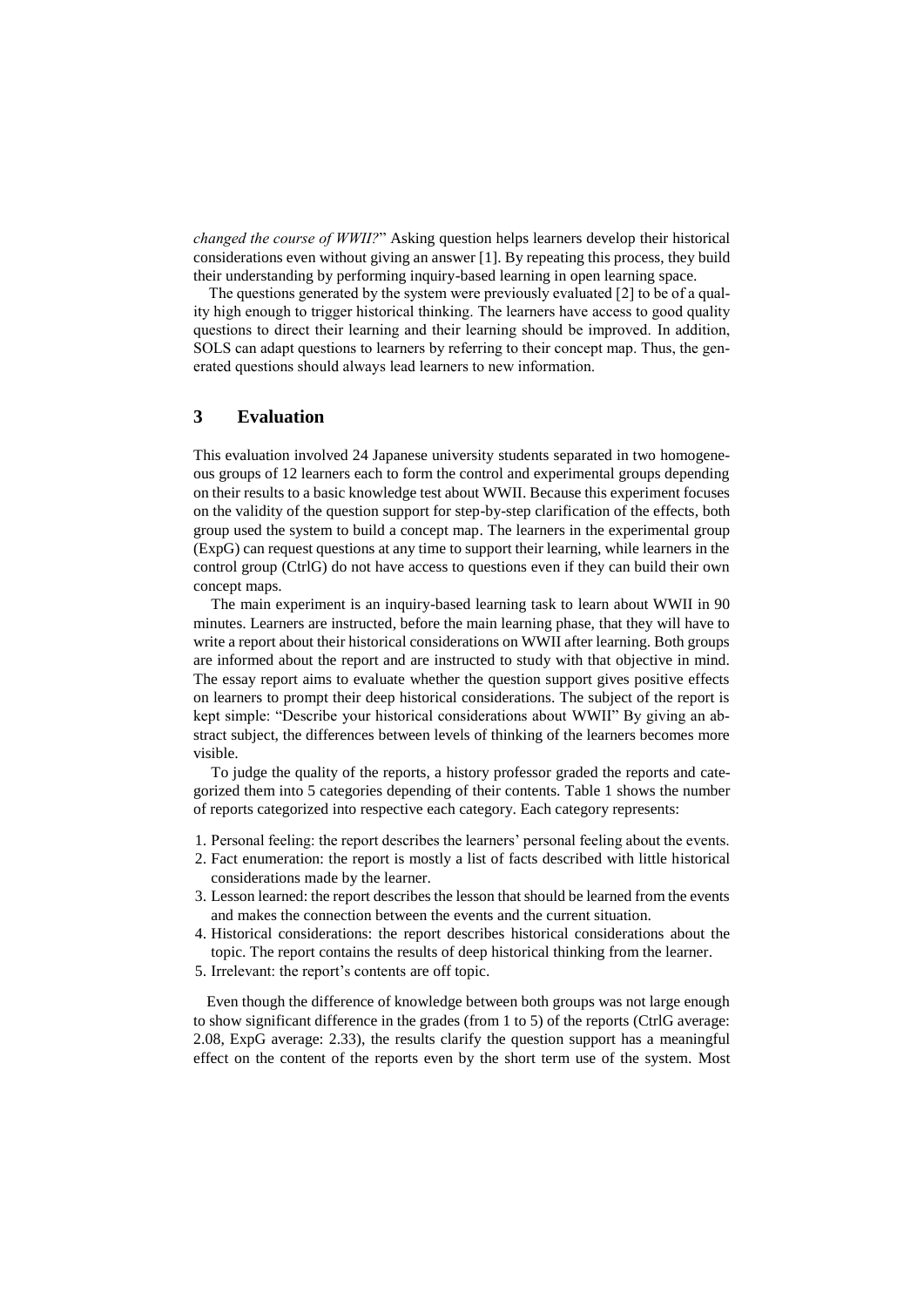*changed the course of WWII?*" Asking question helps learners develop their historical considerations even without giving an answer [1]. By repeating this process, they build their understanding by performing inquiry-based learning in open learning space.

The questions generated by the system were previously evaluated [2] to be of a quality high enough to trigger historical thinking. The learners have access to good quality questions to direct their learning and their learning should be improved. In addition, SOLS can adapt questions to learners by referring to their concept map. Thus, the generated questions should always lead learners to new information.

## 3 Evaluation

This evaluation involved 24 Japanese university students separated in two homogeneous groups of 12 learners each to form the control and experimental groups depending on their results to a basic knowledge test about WWII. Because this experiment focuses on the validity of the question support for step-by-step clarification of the effects, both group used the system to build a concept map. The learners in the experimental group (ExpG) can request questions at any time to support their learning, while learners in the control group (CtrlG) do not have access to questions even if they can build their own concept maps.

The main experiment is an inquiry-based learning task to learn about WWII in 90 minutes. Learners are instructed, before the main learning phase, that they will have to write a report about their historical considerations on WWII after learning. Both groups are informed about the report and are instructed to study with that objective in mind. The essay report aims to evaluate whether the question support gives positive effects on learners to prompt their deep historical considerations. The subject of the report is kept simple: "Describe your historical considerations about WWII" By giving an abstract subject, the differences between levels of thinking of the learners becomes more visible.

To judge the quality of the reports, a history professor graded the reports and categorized them into 5 categories depending of their contents. Table 1 shows the number of reports categorized into respective each category. Each category represents:

1. Personal feeling: the report describes the learners' personal feeling about the events.
2. Fact enumeration: the report is mostly a list of facts described with little historical considerations made by the learner.
3. Lesson learned: the report describes the lesson that should be learned from the events and makes the connection between the events and the current situation.
4. Historical considerations: the report describes historical considerations about the topic. The report contains the results of deep historical thinking from the learner.
5. Irrelevant: the report's contents are off topic.

Even though the difference of knowledge between both groups was not large enough to show significant difference in the grades (from 1 to 5) of the reports (CtrlG average: 2.08, ExpG average: 2.33), the results clarify the question support has a meaningful effect on the content of the reports even by the short term use of the system. Most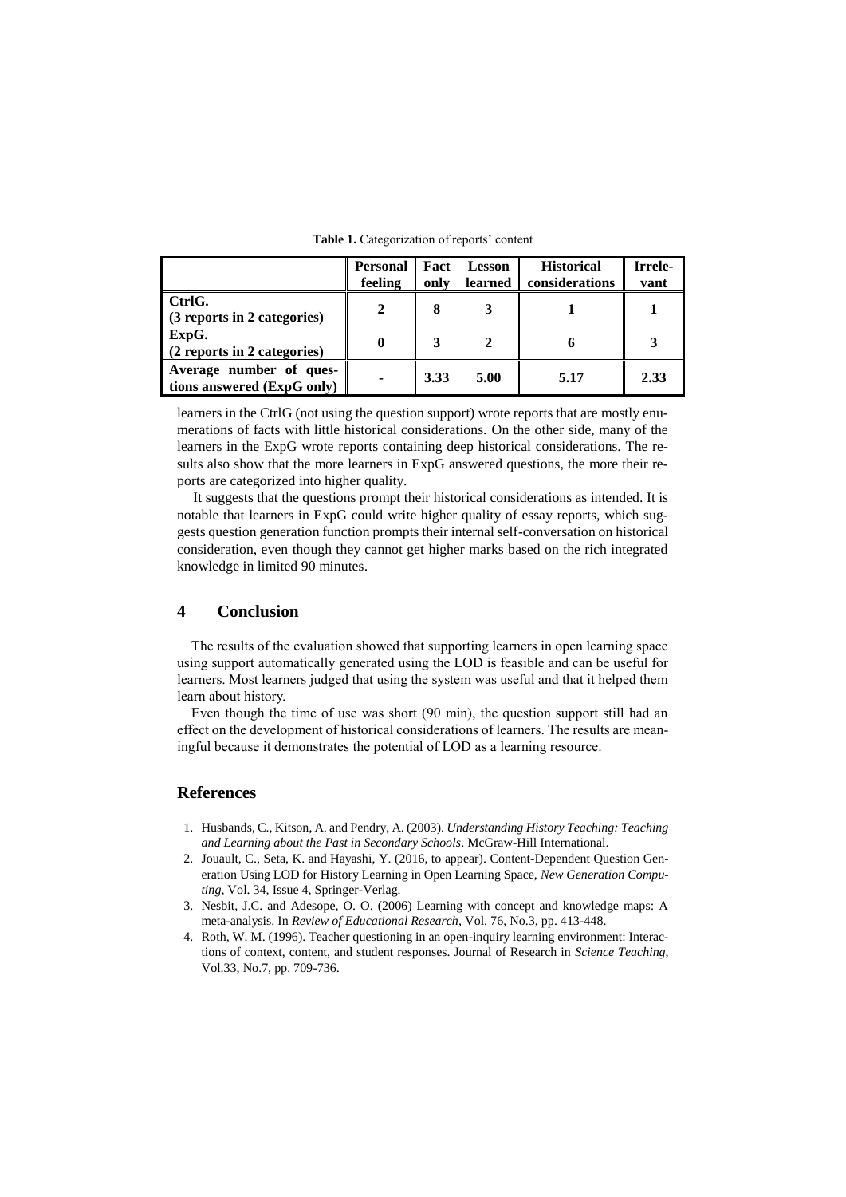**Table 1.** Categorization of reports' content

| | Personal feeling | Fact only | Lesson learned | Historical considerations | Irrele-vant |
|---|---|---|---|---|---|
| **CtrlG. (3 reports in 2 categories)** | **2** | **8** | **3** | **1** | **1** |
| **ExpG. (2 reports in 2 categories)** | **0** | **3** | **2** | **6** | **3** |
| **Average number of questions answered (ExpG only)** | **-** | **3.33** | **5.00** | **5.17** | **2.33** |

learners in the CtrlG (not using the question support) wrote reports that are mostly enumerations of facts with little historical considerations. On the other side, many of the learners in the ExpG wrote reports containing deep historical considerations. The results also show that the more learners in ExpG answered questions, the more their reports are categorized into higher quality.

It suggests that the questions prompt their historical considerations as intended. It is notable that learners in ExpG could write higher quality of essay reports, which suggests question generation function prompts their internal self-conversation on historical consideration, even though they cannot get higher marks based on the rich integrated knowledge in limited 90 minutes.

## 4 Conclusion

The results of the evaluation showed that supporting learners in open learning space using support automatically generated using the LOD is feasible and can be useful for learners. Most learners judged that using the system was useful and that it helped them learn about history.

Even though the time of use was short (90 min), the question support still had an effect on the development of historical considerations of learners. The results are meaningful because it demonstrates the potential of LOD as a learning resource.

## References

1. Husbands, C., Kitson, A. and Pendry, A. (2003). *Understanding History Teaching: Teaching and Learning about the Past in Secondary Schools*. McGraw-Hill International.
2. Jouault, C., Seta, K. and Hayashi, Y. (2016, to appear). Content-Dependent Question Generation Using LOD for History Learning in Open Learning Space, *New Generation Computing*, Vol. 34, Issue 4, Springer-Verlag.
3. Nesbit, J.C. and Adesope, O. O. (2006) Learning with concept and knowledge maps: A meta-analysis. In *Review of Educational Research*, Vol. 76, No.3, pp. 413-448.
4. Roth, W. M. (1996). Teacher questioning in an open-inquiry learning environment: Interactions of context, content, and student responses. Journal of Research in *Science Teaching*, Vol.33, No.7, pp. 709-736.